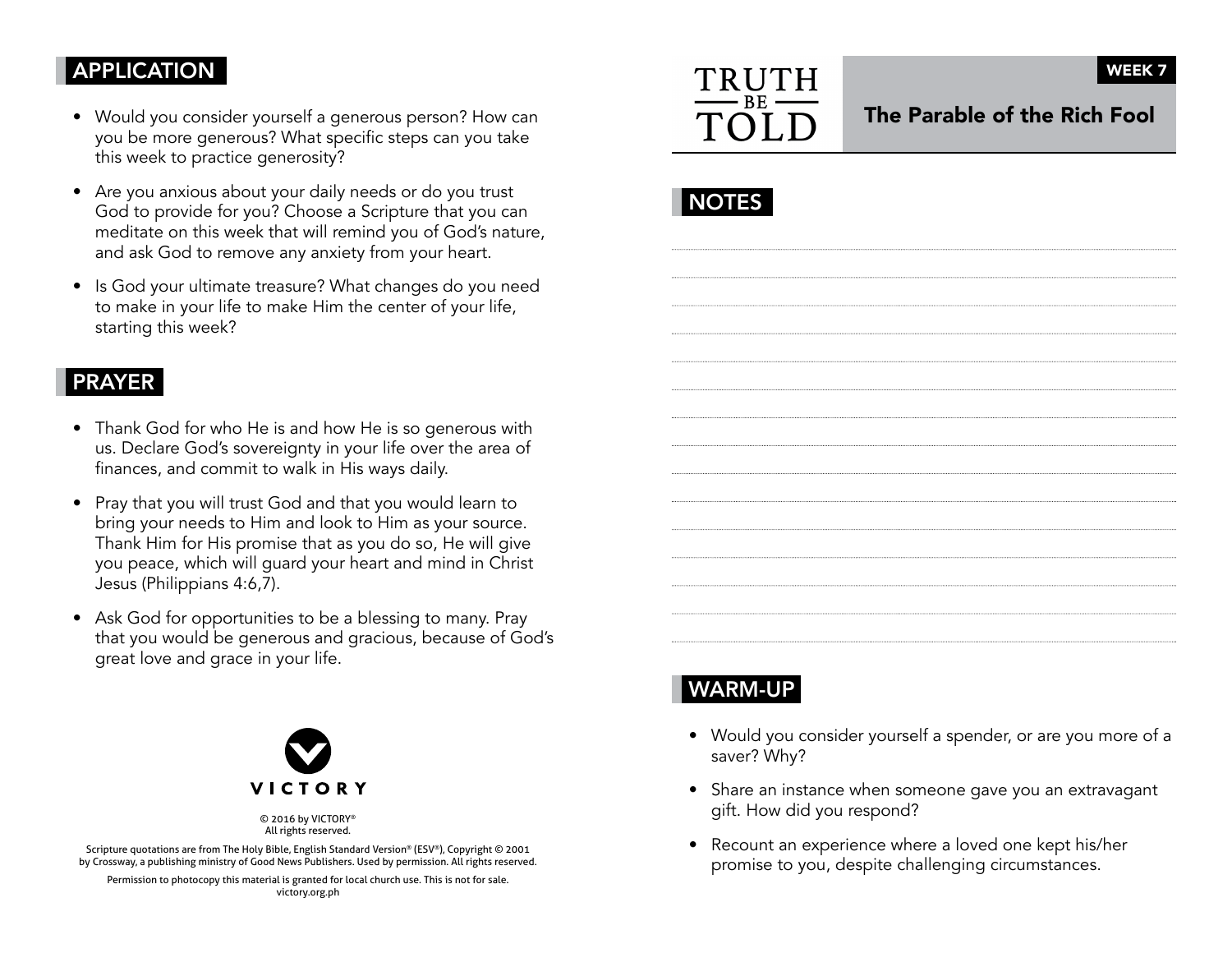# TRUTH BE TOLD

WEEK 7

## The Parable of the Rich Fool

## NOTES

## WARM-UP

- Would you consider yourself a spender, or are you more of a saver? Why?
- Share an instance when someone gave you an extravagant gift. How did you respond?
- Recount an experience where a loved one kept his/her promise to you, despite challenging circumstances.

## APPLICATION

- Would you consider yourself a generous person? How can you be more generous? What specific steps can you take this week to practice generosity?
- Are you anxious about your daily needs or do you trust God to provide for you? Choose a Scripture that you can meditate on this week that will remind you of God's nature, and ask God to remove any anxiety from your heart.
- Is God your ultimate treasure? What changes do you need to make in your life to make Him the center of your life, starting this week?

## PRAYER

- Thank God for who He is and how He is so generous with us. Declare God's sovereignty in your life over the area of finances, and commit to walk in His ways daily.
- Pray that you will trust God and that you would learn to bring your needs to Him and look to Him as your source. Thank Him for His promise that as you do so, He will give you peace, which will guard your heart and mind in Christ Jesus (Philippians 4:6,7).
- Ask God for opportunities to be a blessing to many. Pray that you would be generous and gracious, because of God's great love and grace in your life.

VICTORY

© 2016 by VICTORY®
All rights reserved.

Scripture quotations are from The Holy Bible, English Standard Version® (ESV®), Copyright © 2001 by Crossway, a publishing ministry of Good News Publishers. Used by permission. All rights reserved.

Permission to photocopy this material is granted for local church use. This is not for sale.
victory.org.ph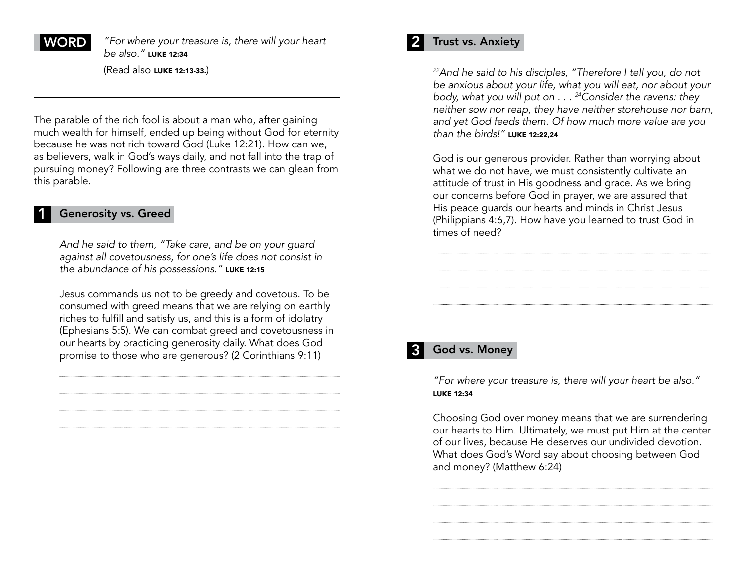**WORD** *"For where your treasure is, there will your heart be also."* **LUKE 12:34**

(Read also **LUKE 12:13-33**.)

---

The parable of the rich fool is about a man who, after gaining much wealth for himself, ended up being without God for eternity because he was not rich toward God (Luke 12:21). How can we, as believers, walk in God's ways daily, and not fall into the trap of pursuing money? Following are three contrasts we can glean from this parable.

## 1 Generosity vs. Greed

*And he said to them, "Take care, and be on your guard against all covetousness, for one's life does not consist in the abundance of his possessions."* **LUKE 12:15**

Jesus commands us not to be greedy and covetous. To be consumed with greed means that we are relying on earthly riches to fulfill and satisfy us, and this is a form of idolatry (Ephesians 5:5). We can combat greed and covetousness in our hearts by practicing generosity daily. What does God promise to those who are generous? (2 Corinthians 9:11)

## 2 Trust vs. Anxiety

*[22]And he said to his disciples, "Therefore I tell you, do not be anxious about your life, what you will eat, nor about your body, what you will put on . . . [24]Consider the ravens: they neither sow nor reap, they have neither storehouse nor barn, and yet God feeds them. Of how much more value are you than the birds!"* **LUKE 12:22,24**

God is our generous provider. Rather than worrying about what we do not have, we must consistently cultivate an attitude of trust in His goodness and grace. As we bring our concerns before God in prayer, we are assured that His peace guards our hearts and minds in Christ Jesus (Philippians 4:6,7). How have you learned to trust God in times of need?

## 3 God vs. Money

*"For where your treasure is, there will your heart be also."* **LUKE 12:34**

Choosing God over money means that we are surrendering our hearts to Him. Ultimately, we must put Him at the center of our lives, because He deserves our undivided devotion. What does God's Word say about choosing between God and money? (Matthew 6:24)